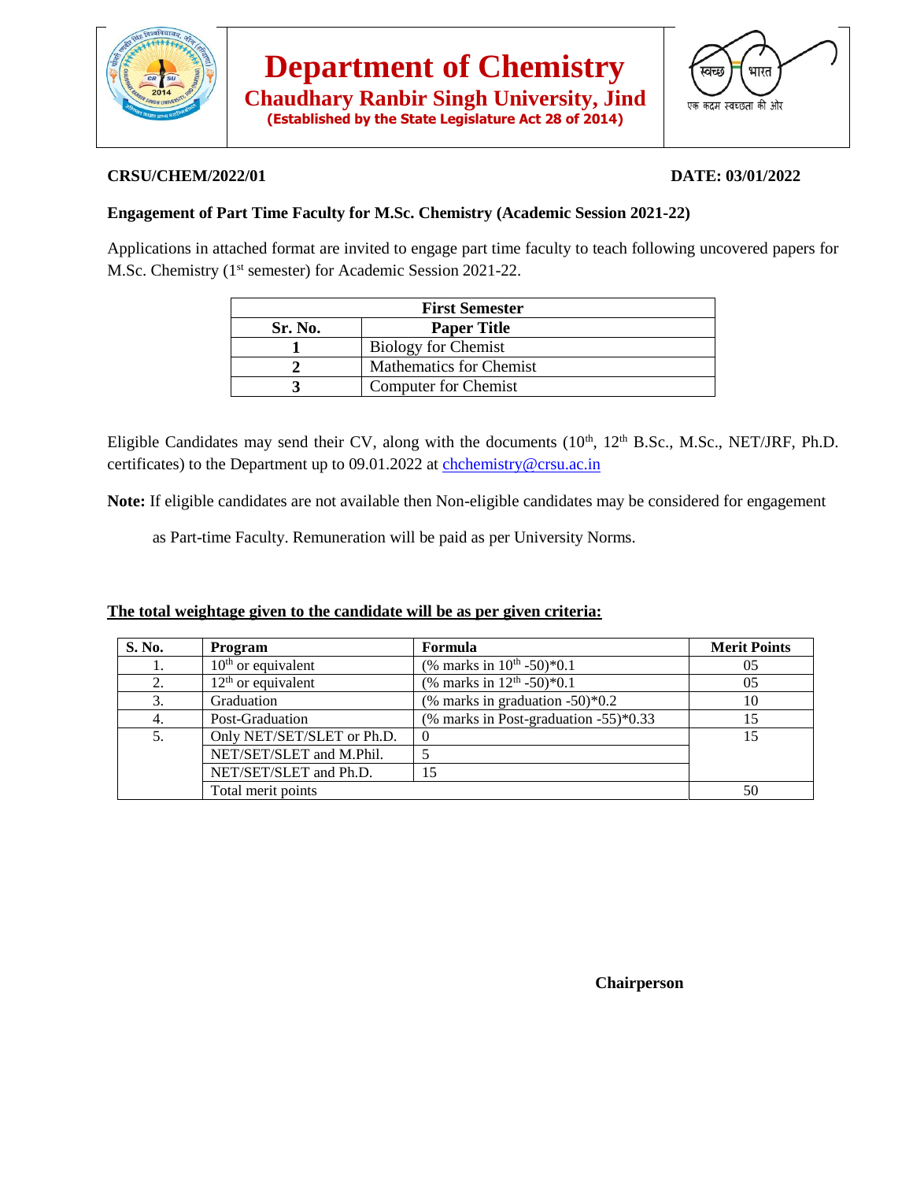# Department of Chemistry

## Chaudhary Ranbir Singh University, Jind

**(Established by the State Legislature Act 28 of 2014)**

स्वच्छ भारत
एक कदम स्वच्छता की ओर

**CRSU/CHEM/2022/01** **DATE: 03/01/2022**

**Engagement of Part Time Faculty for M.Sc. Chemistry (Academic Session 2021-22)**

Applications in attached format are invited to engage part time faculty to teach following uncovered papers for M.Sc. Chemistry (1st semester) for Academic Session 2021-22.

| **First Semester** | |
|---|---|
| **Sr. No.** | **Paper Title** |
| **1** | Biology for Chemist |
| **2** | Mathematics for Chemist |
| **3** | Computer for Chemist |

Eligible Candidates may send their CV, along with the documents (10th, 12th B.Sc., M.Sc., NET/JRF, Ph.D. certificates) to the Department up to 09.01.2022 at chchemistry@crsu.ac.in

**Note:** If eligible candidates are not available then Non-eligible candidates may be considered for engagement as Part-time Faculty. Remuneration will be paid as per University Norms.

**The total weightage given to the candidate will be as per given criteria:**

| S. No. | Program | Formula | Merit Points |
|---|---|---|---|
| 1. | 10th or equivalent | (% marks in 10th -50)*0.1 | 05 |
| 2. | 12th or equivalent | (% marks in 12th -50)*0.1 | 05 |
| 3. | Graduation | (% marks in graduation -50)*0.2 | 10 |
| 4. | Post-Graduation | (% marks in Post-graduation -55)*0.33 | 15 |
| 5. | Only NET/SET/SLET or Ph.D. | 0 | 15 |
| | NET/SET/SLET and M.Phil. | 5 | |
| | NET/SET/SLET and Ph.D. | 15 | |
| | Total merit points | | 50 |

**Chairperson**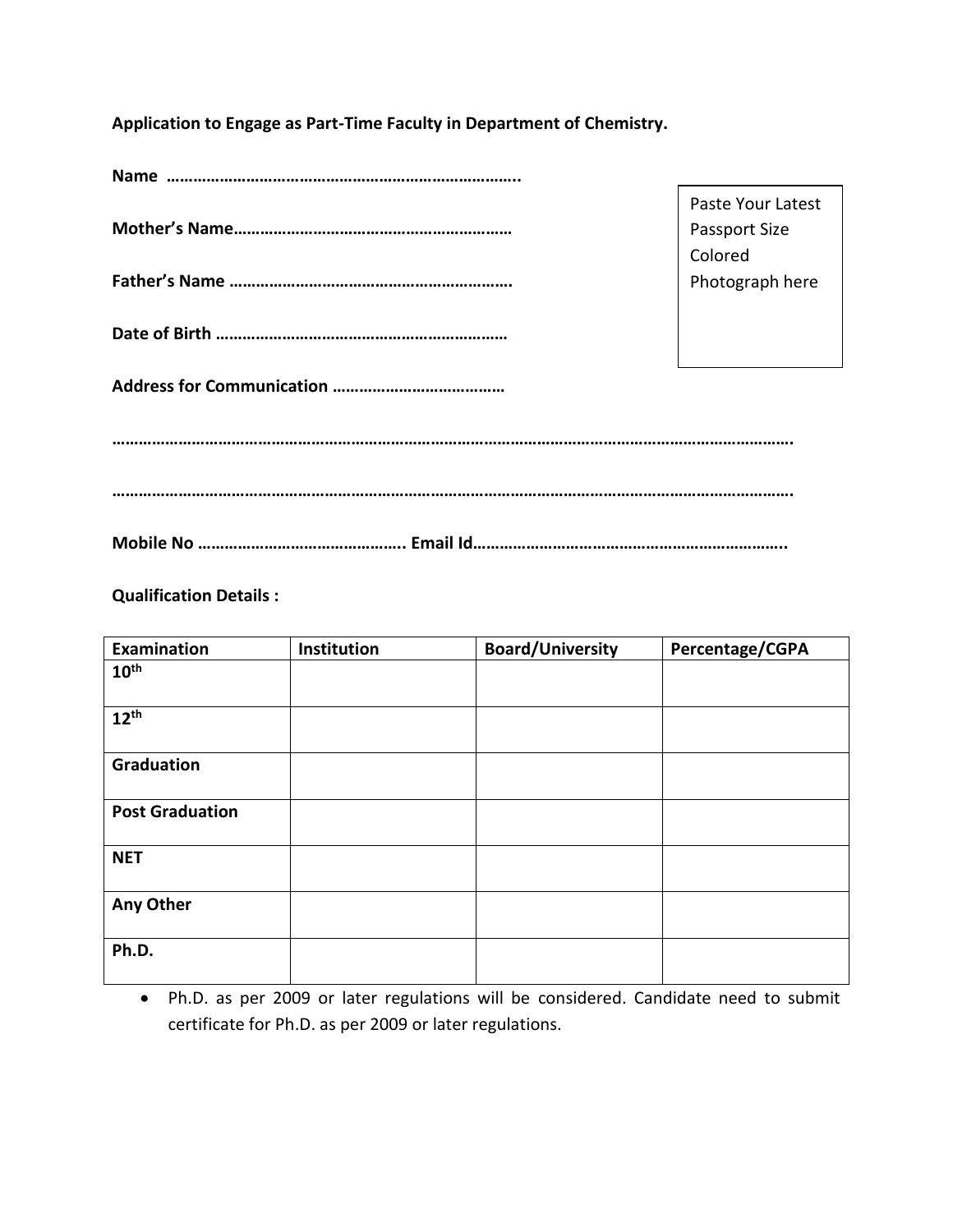**Application to Engage as Part-Time Faculty in Department of Chemistry.**

**Name ……………………………………………………………………..**

**Mother's Name……………………………………………………**

**Father's Name …………………………………………………….**

**Date of Birth ………………………………………………………**

Paste Your Latest Passport Size Colored Photograph here

**Address for Communication ………………………………**

**…………………………………………………………………………………………………………………………………….**

**…………………………………………………………………………………………………………………………………….**

**Mobile No ……………………………………….. Email Id……………………………………………………………..**

**Qualification Details :**

| Examination | Institution | Board/University | Percentage/CGPA |
|---|---|---|---|
| **10th** | | | |
| **12th** | | | |
| **Graduation** | | | |
| **Post Graduation** | | | |
| **NET** | | | |
| **Any Other** | | | |
| **Ph.D.** | | | |

- Ph.D. as per 2009 or later regulations will be considered. Candidate need to submit certificate for Ph.D. as per 2009 or later regulations.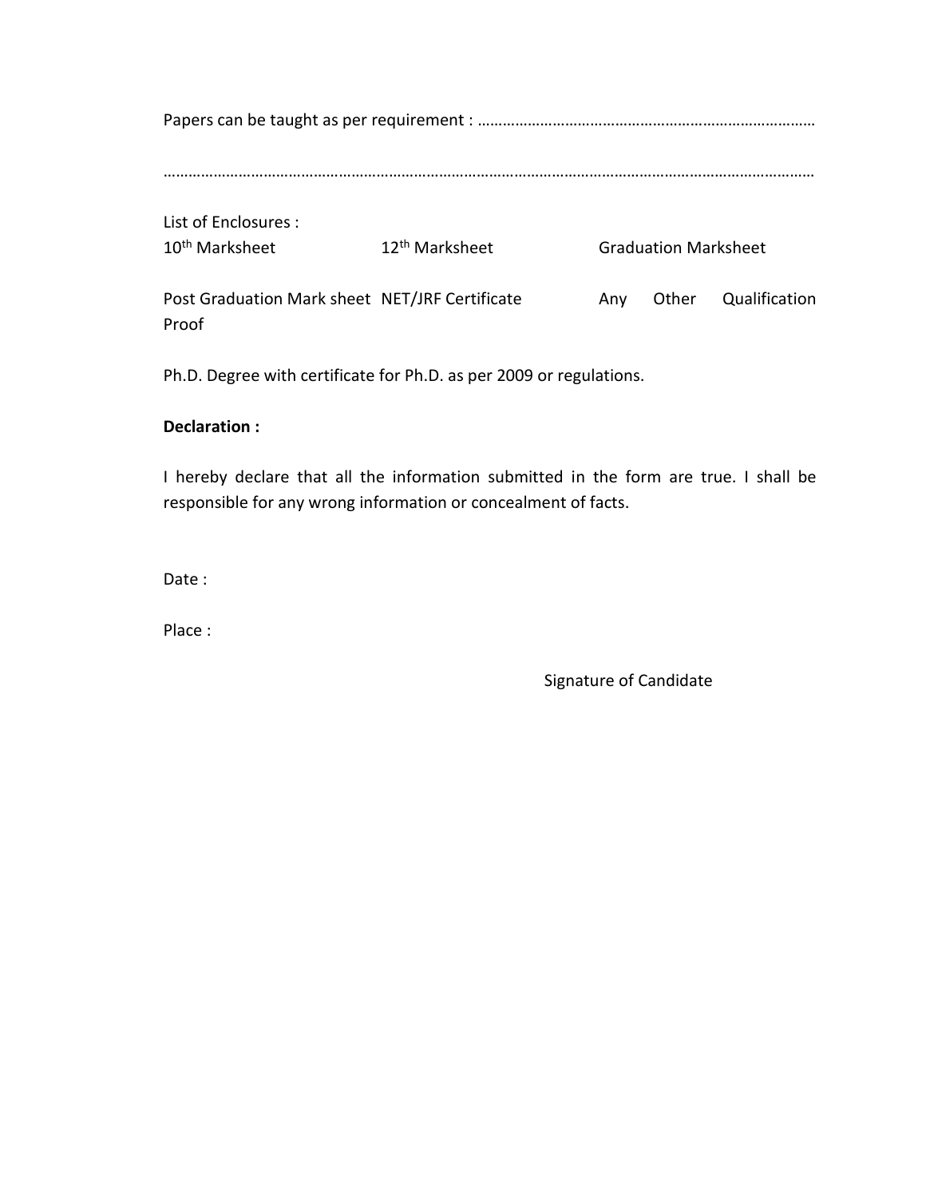Papers can be taught as per requirement : ………………………………………………………………………

……………………………………………………………………………………………………………………………………

List of Enclosures :

10th Marksheet 12th Marksheet Graduation Marksheet

Post Graduation Mark sheet NET/JRF Certificate Any Other Qualification Proof

Ph.D. Degree with certificate for Ph.D. as per 2009 or regulations.

**Declaration :**

I hereby declare that all the information submitted in the form are true. I shall be responsible for any wrong information or concealment of facts.

Date :

Place :

Signature of Candidate